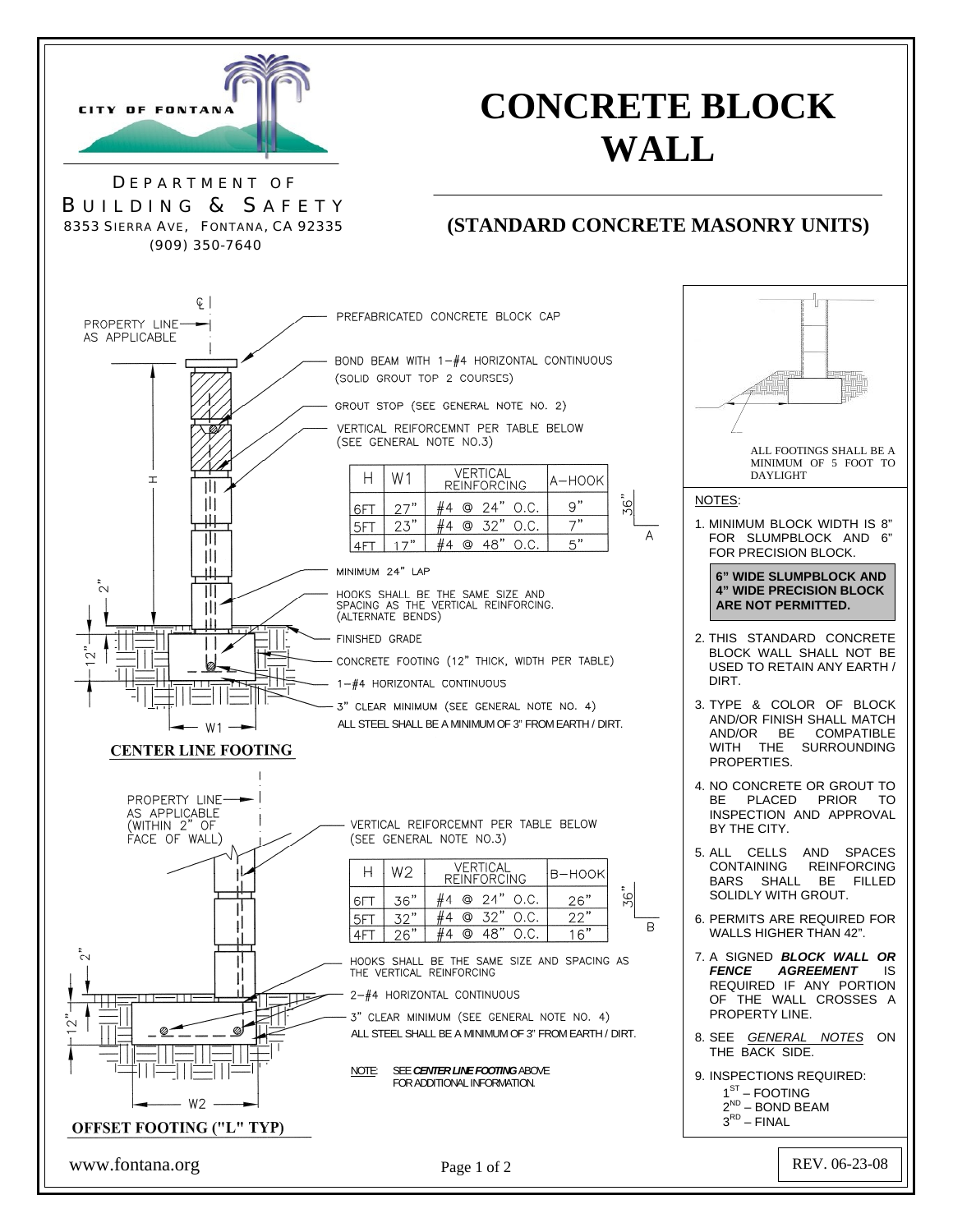CITY OF FONTANA

DEPARTMENT OF BUILDING & SAFETY
8353 SIERRA AVE, FONTANA, CA 92335
(909) 350-7640

# CONCRETE BLOCK WALL

## (STANDARD CONCRETE MASONRY UNITS)

PROPERTY LINE AS APPLICABLE

PREFABRICATED CONCRETE BLOCK CAP

BOND BEAM WITH 1–#4 HORIZONTAL CONTINUOUS (SOLID GROUT TOP 2 COURSES)

GROUT STOP (SEE GENERAL NOTE NO. 2)

VERTICAL REIFORCEMNT PER TABLE BELOW (SEE GENERAL NOTE NO.3)

| H | W1 | VERTICAL REINFORCING | A–HOOK |
|---|---|---|---|
| 6FT | 27" | #4 @ 24" O.C. | 9" |
| 5FT | 23" | #4 @ 32" O.C. | 7" |
| 4FT | 17" | #4 @ 48" O.C. | 5" |

36" A

MINIMUM 24" LAP

HOOKS SHALL BE THE SAME SIZE AND SPACING AS THE VERTICAL REINFORCING. (ALTERNATE BENDS)

FINISHED GRADE

CONCRETE FOOTING (12" THICK, WIDTH PER TABLE)

1–#4 HORIZONTAL CONTINUOUS

3" CLEAR MINIMUM (SEE GENERAL NOTE NO. 4)

ALL STEEL SHALL BE A MINIMUM OF 3" FROM EARTH / DIRT.

H, 2", 12", W1

**CENTER LINE FOOTING**

PROPERTY LINE AS APPLICABLE (WITHIN 2" OF FACE OF WALL)

VERTICAL REIFORCEMNT PER TABLE BELOW (SEE GENERAL NOTE NO.3)

| H | W2 | VERTICAL REINFORCING | B–HOOK |
|---|---|---|---|
| 6FT | 36" | #4 @ 24" O.C. | 26" |
| 5FT | 32" | #4 @ 32" O.C. | 22" |
| 4FT | 26" | #4 @ 48" O.C. | 16" |

36" B

HOOKS SHALL BE THE SAME SIZE AND SPACING AS THE VERTICAL REINFORCING

2–#4 HORIZONTAL CONTINUOUS

3" CLEAR MINIMUM (SEE GENERAL NOTE NO. 4)

ALL STEEL SHALL BE A MINIMUM OF 3" FROM EARTH / DIRT.

NOTE: SEE ***CENTER LINE FOOTING*** ABOVE FOR ADDITIONAL INFORMATION.

2", 12", W2

**OFFSET FOOTING ("L" TYP)**

ALL FOOTINGS SHALL BE A MINIMUM OF 5 FOOT TO DAYLIGHT

NOTES:

1. MINIMUM BLOCK WIDTH IS 8" FOR SLUMPBLOCK AND 6" FOR PRECISION BLOCK.

   **6" WIDE SLUMPBLOCK AND 4" WIDE PRECISION BLOCK ARE NOT PERMITTED.**

2. THIS STANDARD CONCRETE BLOCK WALL SHALL NOT BE USED TO RETAIN ANY EARTH / DIRT.
3. TYPE & COLOR OF BLOCK AND/OR FINISH SHALL MATCH AND/OR BE COMPATIBLE WITH THE SURROUNDING PROPERTIES.
4. NO CONCRETE OR GROUT TO BE PLACED PRIOR TO INSPECTION AND APPROVAL BY THE CITY.
5. ALL CELLS AND SPACES CONTAINING REINFORCING BARS SHALL BE FILLED SOLIDLY WITH GROUT.
6. PERMITS ARE REQUIRED FOR WALLS HIGHER THAN 42".
7. A SIGNED ***BLOCK WALL OR FENCE AGREEMENT*** IS REQUIRED IF ANY PORTION OF THE WALL CROSSES A PROPERTY LINE.
8. SEE *GENERAL NOTES* ON THE BACK SIDE.
9. INSPECTIONS REQUIRED:
   1ST – FOOTING
   2ND – BOND BEAM
   3RD – FINAL

www.fontana.org

REV. 06-23-08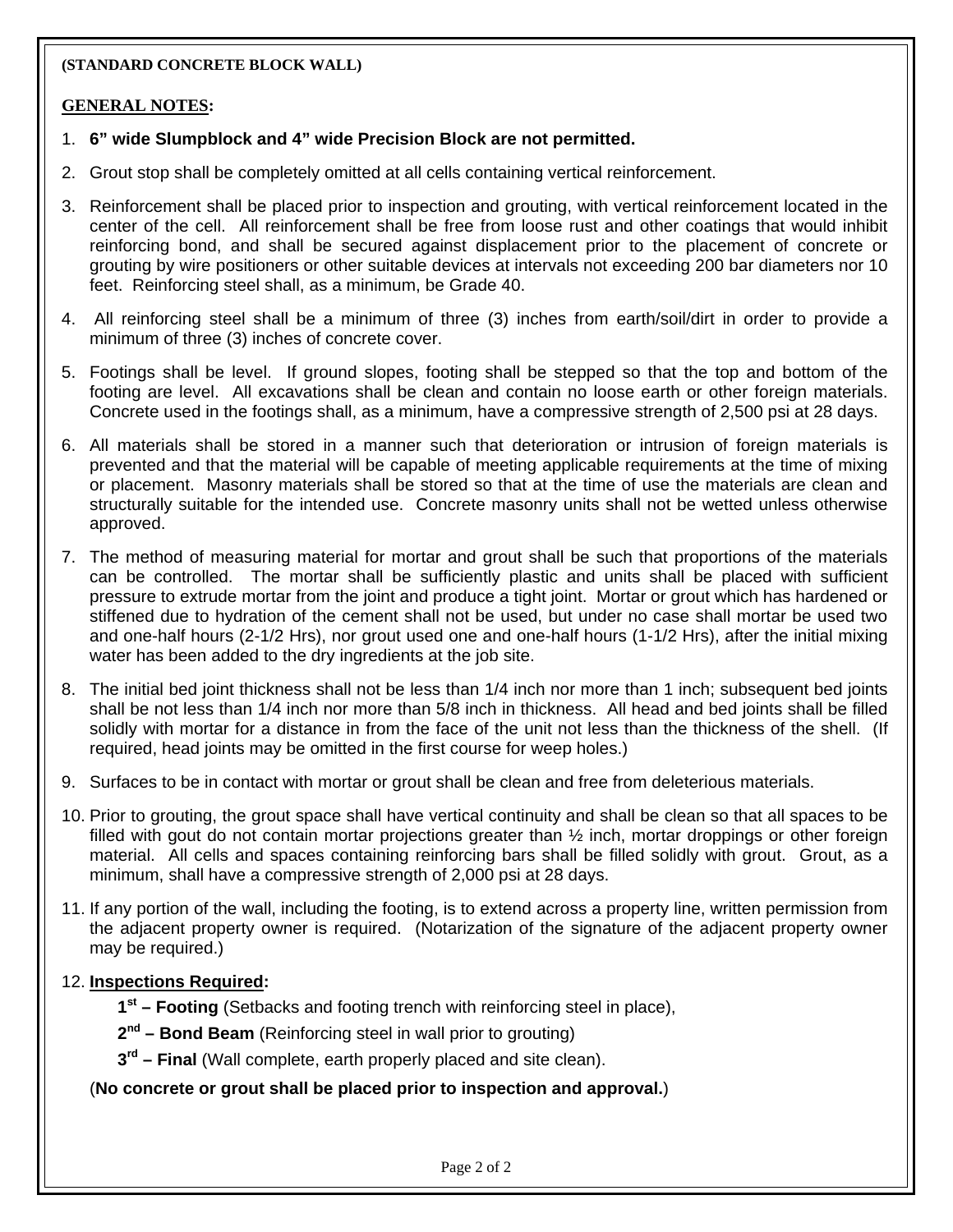**(STANDARD CONCRETE BLOCK WALL)**

## GENERAL NOTES:

1. **6” wide Slumpblock and 4” wide Precision Block are not permitted.**
2. Grout stop shall be completely omitted at all cells containing vertical reinforcement.
3. Reinforcement shall be placed prior to inspection and grouting, with vertical reinforcement located in the center of the cell. All reinforcement shall be free from loose rust and other coatings that would inhibit reinforcing bond, and shall be secured against displacement prior to the placement of concrete or grouting by wire positioners or other suitable devices at intervals not exceeding 200 bar diameters nor 10 feet. Reinforcing steel shall, as a minimum, be Grade 40.
4. All reinforcing steel shall be a minimum of three (3) inches from earth/soil/dirt in order to provide a minimum of three (3) inches of concrete cover.
5. Footings shall be level. If ground slopes, footing shall be stepped so that the top and bottom of the footing are level. All excavations shall be clean and contain no loose earth or other foreign materials. Concrete used in the footings shall, as a minimum, have a compressive strength of 2,500 psi at 28 days.
6. All materials shall be stored in a manner such that deterioration or intrusion of foreign materials is prevented and that the material will be capable of meeting applicable requirements at the time of mixing or placement. Masonry materials shall be stored so that at the time of use the materials are clean and structurally suitable for the intended use. Concrete masonry units shall not be wetted unless otherwise approved.
7. The method of measuring material for mortar and grout shall be such that proportions of the materials can be controlled. The mortar shall be sufficiently plastic and units shall be placed with sufficient pressure to extrude mortar from the joint and produce a tight joint. Mortar or grout which has hardened or stiffened due to hydration of the cement shall not be used, but under no case shall mortar be used two and one-half hours (2-1/2 Hrs), nor grout used one and one-half hours (1-1/2 Hrs), after the initial mixing water has been added to the dry ingredients at the job site.
8. The initial bed joint thickness shall not be less than 1/4 inch nor more than 1 inch; subsequent bed joints shall be not less than 1/4 inch nor more than 5/8 inch in thickness. All head and bed joints shall be filled solidly with mortar for a distance in from the face of the unit not less than the thickness of the shell. (If required, head joints may be omitted in the first course for weep holes.)
9. Surfaces to be in contact with mortar or grout shall be clean and free from deleterious materials.
10. Prior to grouting, the grout space shall have vertical continuity and shall be clean so that all spaces to be filled with gout do not contain mortar projections greater than ½ inch, mortar droppings or other foreign material. All cells and spaces containing reinforcing bars shall be filled solidly with grout. Grout, as a minimum, shall have a compressive strength of 2,000 psi at 28 days.
11. If any portion of the wall, including the footing, is to extend across a property line, written permission from the adjacent property owner is required. (Notarization of the signature of the adjacent property owner may be required.)
12. **Inspections Required:**

    **1st – Footing** (Setbacks and footing trench with reinforcing steel in place),

    **2nd – Bond Beam** (Reinforcing steel in wall prior to grouting)

    **3rd – Final** (Wall complete, earth properly placed and site clean).

    (**No concrete or grout shall be placed prior to inspection and approval.**)